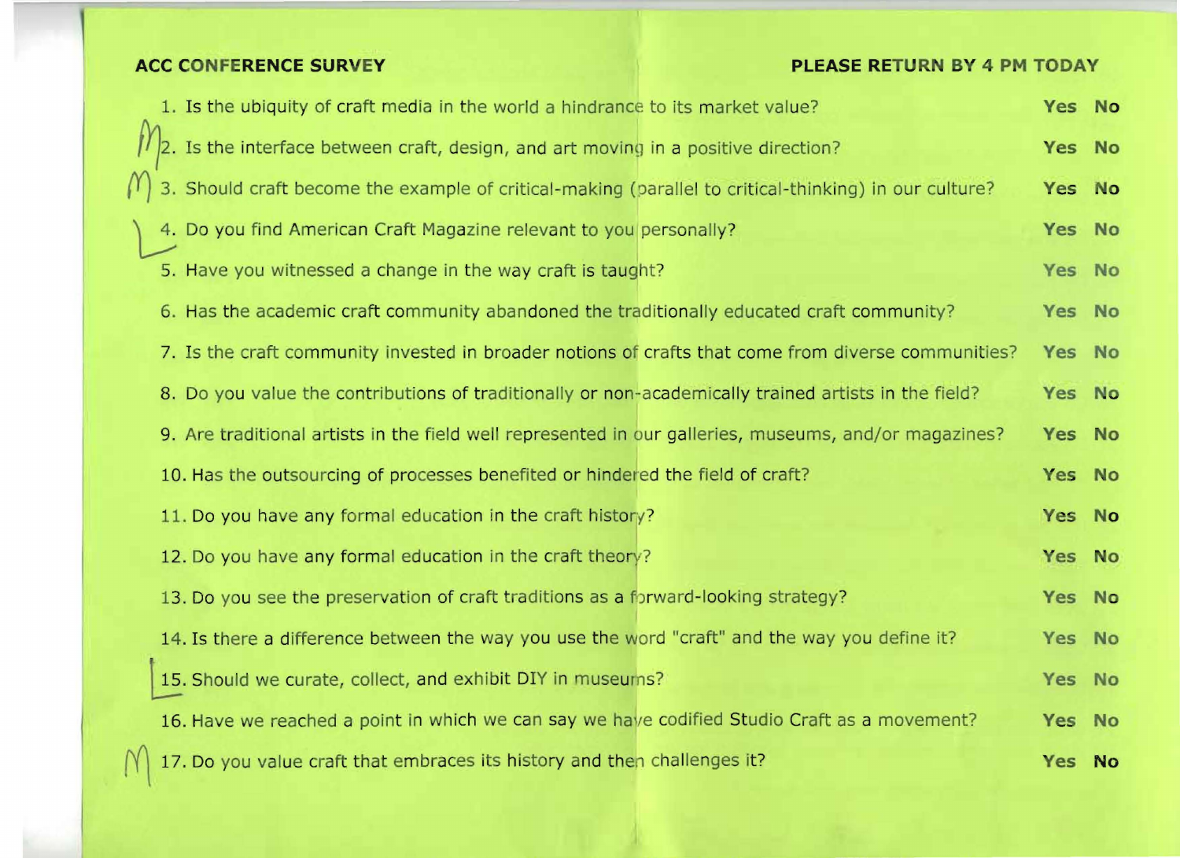**ACC CONFERENCE SURVEY** **PLEASE RETURN BY 4 PM TODAY**

| | Question | | |
|---|---|---|---|
| | 1. Is the ubiquity of craft media in the world a hindrance to its market value? | Yes | No |
| M | 2. Is the interface between craft, design, and art moving in a positive direction? | Yes | No |
| M | 3. Should craft become the example of critical-making (parallel to critical-thinking) in our culture? | Yes | No |
| L | 4. Do you find American Craft Magazine relevant to you personally? | Yes | No |
| | 5. Have you witnessed a change in the way craft is taught? | Yes | No |
| | 6. Has the academic craft community abandoned the traditionally educated craft community? | Yes | No |
| | 7. Is the craft community invested in broader notions of crafts that come from diverse communities? | Yes | No |
| | 8. Do you value the contributions of traditionally or non-academically trained artists in the field? | Yes | No |
| | 9. Are traditional artists in the field well represented in our galleries, museums, and/or magazines? | Yes | No |
| | 10. Has the outsourcing of processes benefited or hindered the field of craft? | Yes | No |
| | 11. Do you have any formal education in the craft history? | Yes | No |
| | 12. Do you have any formal education in the craft theory? | Yes | No |
| | 13. Do you see the preservation of craft traditions as a forward-looking strategy? | Yes | No |
| | 14. Is there a difference between the way you use the word "craft" and the way you define it? | Yes | No |
| L | 15. Should we curate, collect, and exhibit DIY in museums? | Yes | No |
| | 16. Have we reached a point in which we can say we have codified Studio Craft as a movement? | Yes | No |
| M | 17. Do you value craft that embraces its history and then challenges it? | Yes | No |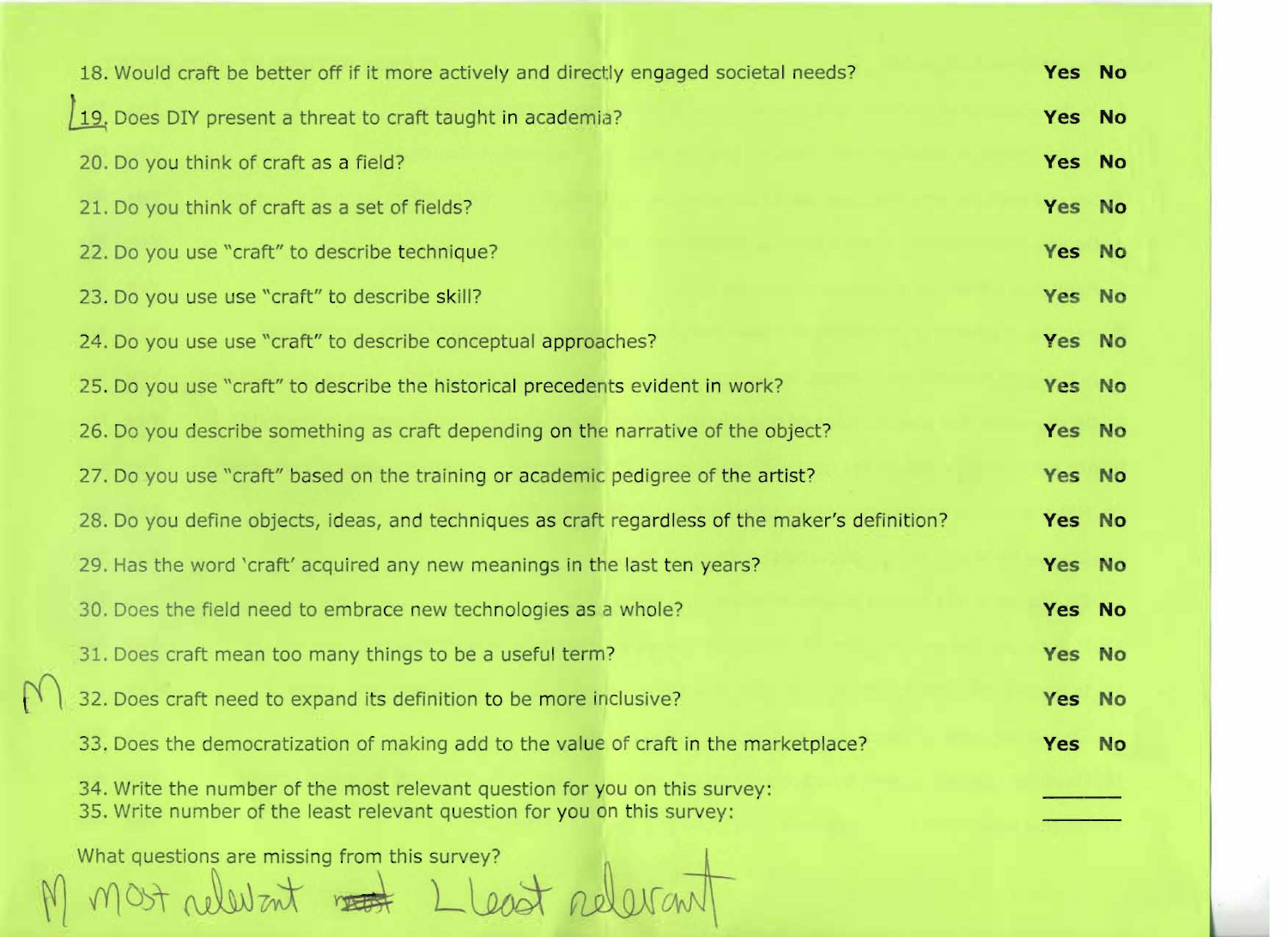18. Would craft be better off if it more actively and directly engaged societal needs? **Yes No**

L 19. Does DIY present a threat to craft taught in academia? **Yes No**

20. Do you think of craft as a field? **Yes No**

21. Do you think of craft as a set of fields? **Yes No**

22. Do you use "craft" to describe technique? **Yes No**

23. Do you use use "craft" to describe skill? **Yes No**

24. Do you use use "craft" to describe conceptual approaches? **Yes No**

25. Do you use "craft" to describe the historical precedents evident in work? **Yes No**

26. Do you describe something as craft depending on the narrative of the object? **Yes No**

27. Do you use "craft" based on the training or academic pedigree of the artist? **Yes No**

28. Do you define objects, ideas, and techniques as craft regardless of the maker's definition? **Yes No**

29. Has the word 'craft' acquired any new meanings in the last ten years? **Yes No**

30. Does the field need to embrace new technologies as a whole? **Yes No**

31. Does craft mean too many things to be a useful term? **Yes No**

M 32. Does craft need to expand its definition to be more inclusive? **Yes No**

33. Does the democratization of making add to the value of craft in the marketplace? **Yes No**

34. Write the number of the most relevant question for you on this survey: ______

35. Write number of the least relevant question for you on this survey: ______

What questions are missing from this survey?

M most relevant ~~most~~ L least relevant